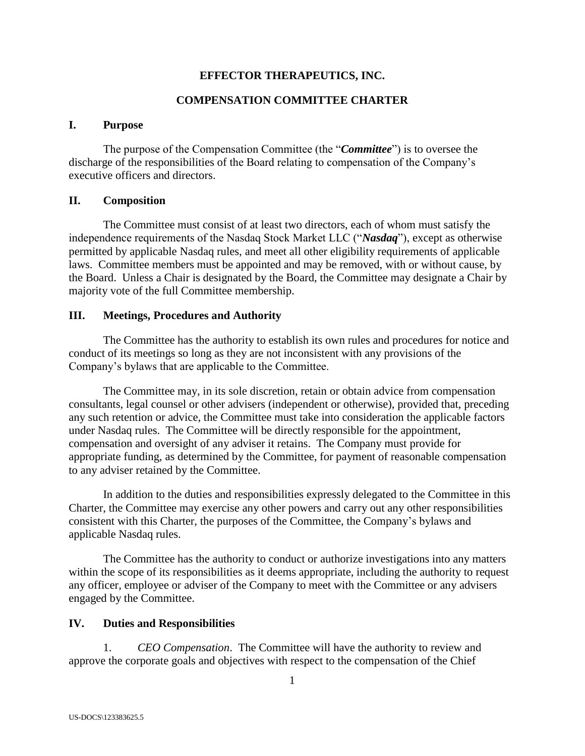# EFFECTOR THERAPEUTICS, INC.

## COMPENSATION COMMITTEE CHARTER

### I. Purpose

The purpose of the Compensation Committee (the "***Committee***") is to oversee the discharge of the responsibilities of the Board relating to compensation of the Company's executive officers and directors.

### II. Composition

The Committee must consist of at least two directors, each of whom must satisfy the independence requirements of the Nasdaq Stock Market LLC ("***Nasdaq***"), except as otherwise permitted by applicable Nasdaq rules, and meet all other eligibility requirements of applicable laws. Committee members must be appointed and may be removed, with or without cause, by the Board. Unless a Chair is designated by the Board, the Committee may designate a Chair by majority vote of the full Committee membership.

### III. Meetings, Procedures and Authority

The Committee has the authority to establish its own rules and procedures for notice and conduct of its meetings so long as they are not inconsistent with any provisions of the Company's bylaws that are applicable to the Committee.

The Committee may, in its sole discretion, retain or obtain advice from compensation consultants, legal counsel or other advisers (independent or otherwise), provided that, preceding any such retention or advice, the Committee must take into consideration the applicable factors under Nasdaq rules. The Committee will be directly responsible for the appointment, compensation and oversight of any adviser it retains. The Company must provide for appropriate funding, as determined by the Committee, for payment of reasonable compensation to any adviser retained by the Committee.

In addition to the duties and responsibilities expressly delegated to the Committee in this Charter, the Committee may exercise any other powers and carry out any other responsibilities consistent with this Charter, the purposes of the Committee, the Company's bylaws and applicable Nasdaq rules.

The Committee has the authority to conduct or authorize investigations into any matters within the scope of its responsibilities as it deems appropriate, including the authority to request any officer, employee or adviser of the Company to meet with the Committee or any advisers engaged by the Committee.

### IV. Duties and Responsibilities

1. *CEO Compensation*. The Committee will have the authority to review and approve the corporate goals and objectives with respect to the compensation of the Chief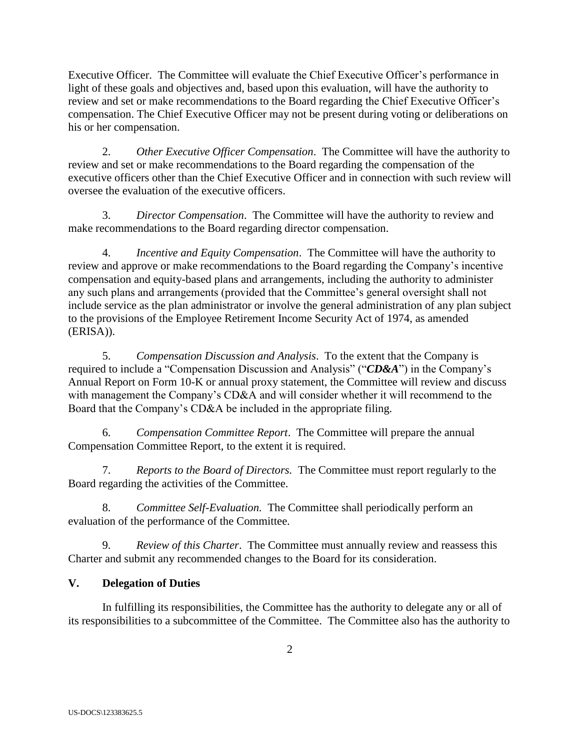Executive Officer. The Committee will evaluate the Chief Executive Officer's performance in light of these goals and objectives and, based upon this evaluation, will have the authority to review and set or make recommendations to the Board regarding the Chief Executive Officer's compensation. The Chief Executive Officer may not be present during voting or deliberations on his or her compensation.

2. *Other Executive Officer Compensation*. The Committee will have the authority to review and set or make recommendations to the Board regarding the compensation of the executive officers other than the Chief Executive Officer and in connection with such review will oversee the evaluation of the executive officers.

3. *Director Compensation*. The Committee will have the authority to review and make recommendations to the Board regarding director compensation.

4. *Incentive and Equity Compensation*. The Committee will have the authority to review and approve or make recommendations to the Board regarding the Company's incentive compensation and equity-based plans and arrangements, including the authority to administer any such plans and arrangements (provided that the Committee's general oversight shall not include service as the plan administrator or involve the general administration of any plan subject to the provisions of the Employee Retirement Income Security Act of 1974, as amended (ERISA)).

5. *Compensation Discussion and Analysis*. To the extent that the Company is required to include a "Compensation Discussion and Analysis" ("***CD&A***") in the Company's Annual Report on Form 10-K or annual proxy statement, the Committee will review and discuss with management the Company's CD&A and will consider whether it will recommend to the Board that the Company's CD&A be included in the appropriate filing.

6. *Compensation Committee Report*. The Committee will prepare the annual Compensation Committee Report, to the extent it is required.

7. *Reports to the Board of Directors.* The Committee must report regularly to the Board regarding the activities of the Committee.

8. *Committee Self-Evaluation.* The Committee shall periodically perform an evaluation of the performance of the Committee.

9. *Review of this Charter*. The Committee must annually review and reassess this Charter and submit any recommended changes to the Board for its consideration.

## V. Delegation of Duties

In fulfilling its responsibilities, the Committee has the authority to delegate any or all of its responsibilities to a subcommittee of the Committee. The Committee also has the authority to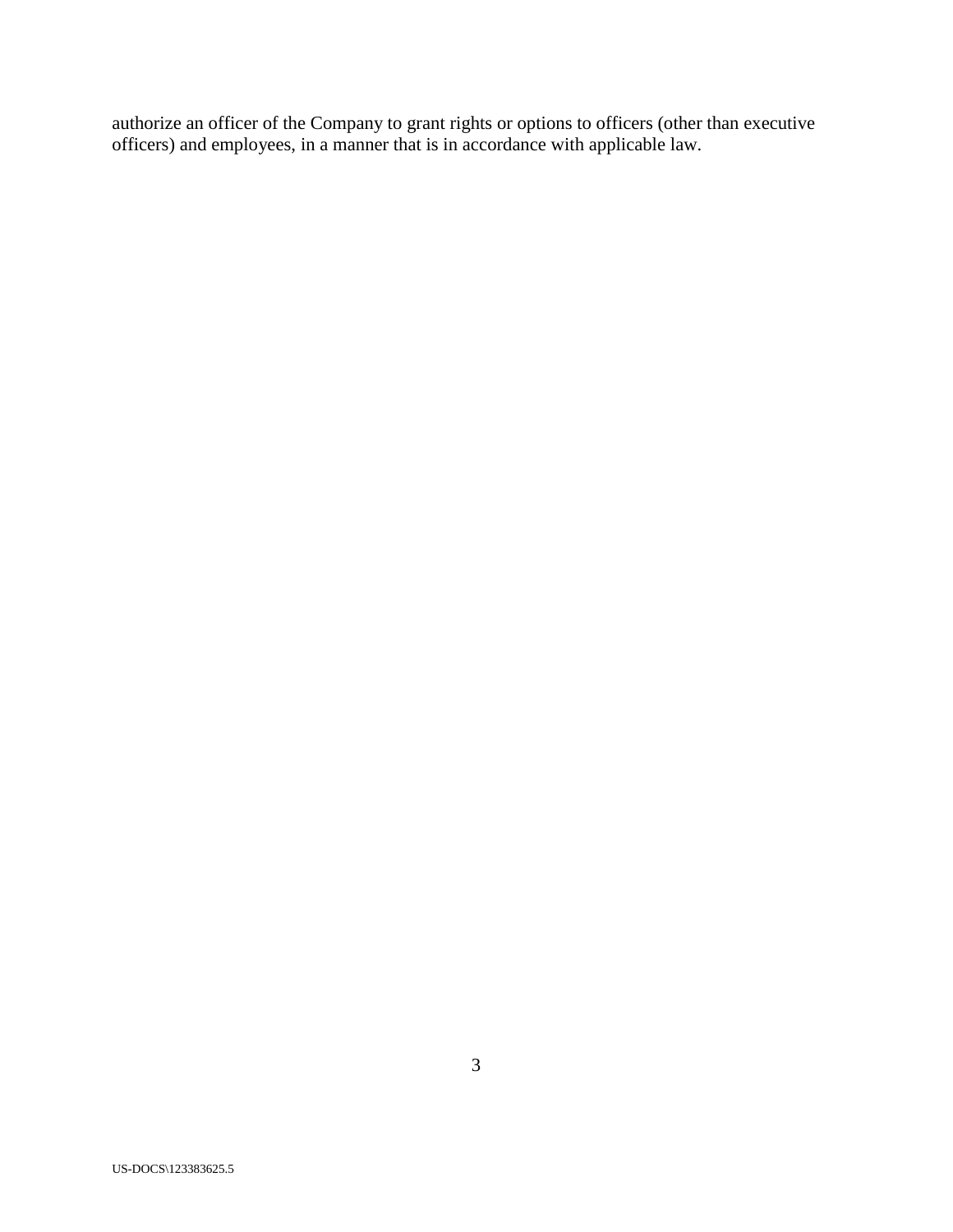authorize an officer of the Company to grant rights or options to officers (other than executive officers) and employees, in a manner that is in accordance with applicable law.